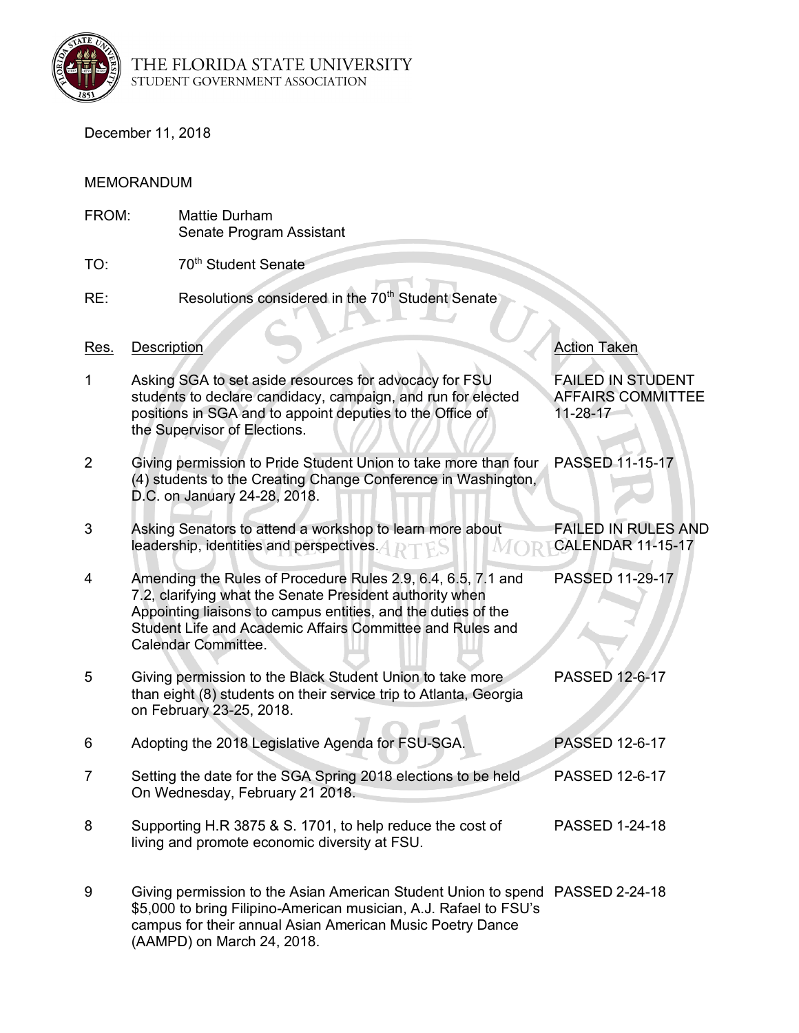THE FLORIDA STATE UNIVERSITY
STUDENT GOVERNMENT ASSOCIATION

December 11, 2018

MEMORANDUM

FROM: Mattie Durham
Senate Program Assistant

TO: 70th Student Senate

RE: Resolutions considered in the 70th Student Senate

| Res. | Description | Action Taken |
|---|---|---|
| 1 | Asking SGA to set aside resources for advocacy for FSU students to declare candidacy, campaign, and run for elected positions in SGA and to appoint deputies to the Office of the Supervisor of Elections. | FAILED IN STUDENT AFFAIRS COMMITTEE 11-28-17 |
| 2 | Giving permission to Pride Student Union to take more than four (4) students to the Creating Change Conference in Washington, D.C. on January 24-28, 2018. | PASSED 11-15-17 |
| 3 | Asking Senators to attend a workshop to learn more about leadership, identities and perspectives. | FAILED IN RULES AND CALENDAR 11-15-17 |
| 4 | Amending the Rules of Procedure Rules 2.9, 6.4, 6.5, 7.1 and 7.2, clarifying what the Senate President authority when Appointing liaisons to campus entities, and the duties of the Student Life and Academic Affairs Committee and Rules and Calendar Committee. | PASSED 11-29-17 |
| 5 | Giving permission to the Black Student Union to take more than eight (8) students on their service trip to Atlanta, Georgia on February 23-25, 2018. | PASSED 12-6-17 |
| 6 | Adopting the 2018 Legislative Agenda for FSU-SGA. | PASSED 12-6-17 |
| 7 | Setting the date for the SGA Spring 2018 elections to be held On Wednesday, February 21 2018. | PASSED 12-6-17 |
| 8 | Supporting H.R 3875 & S. 1701, to help reduce the cost of living and promote economic diversity at FSU. | PASSED 1-24-18 |
| 9 | Giving permission to the Asian American Student Union to spend $5,000 to bring Filipino-American musician, A.J. Rafael to FSU's campus for their annual Asian American Music Poetry Dance (AAMPD) on March 24, 2018. | PASSED 2-24-18 |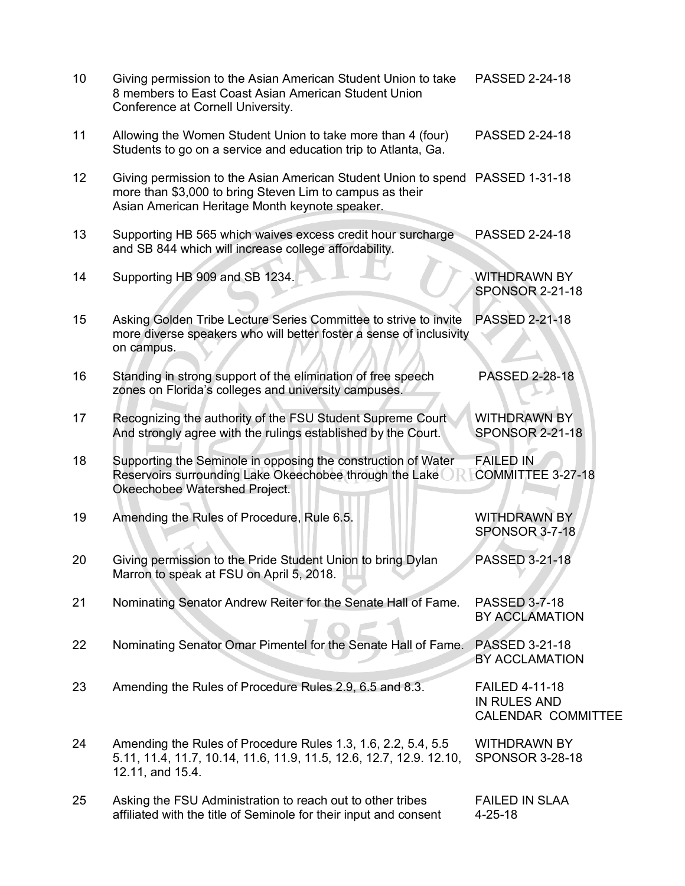| | | |
|---|---|---|
| 10 | Giving permission to the Asian American Student Union to take 8 members to East Coast Asian American Student Union Conference at Cornell University. | PASSED 2-24-18 |
| 11 | Allowing the Women Student Union to take more than 4 (four) Students to go on a service and education trip to Atlanta, Ga. | PASSED 2-24-18 |
| 12 | Giving permission to the Asian American Student Union to spend more than $3,000 to bring Steven Lim to campus as their Asian American Heritage Month keynote speaker. | PASSED 1-31-18 |
| 13 | Supporting HB 565 which waives excess credit hour surcharge and SB 844 which will increase college affordability. | PASSED 2-24-18 |
| 14 | Supporting HB 909 and SB 1234. | WITHDRAWN BY SPONSOR 2-21-18 |
| 15 | Asking Golden Tribe Lecture Series Committee to strive to invite more diverse speakers who will better foster a sense of inclusivity on campus. | PASSED 2-21-18 |
| 16 | Standing in strong support of the elimination of free speech zones on Florida's colleges and university campuses. | PASSED 2-28-18 |
| 17 | Recognizing the authority of the FSU Student Supreme Court And strongly agree with the rulings established by the Court. | WITHDRAWN BY SPONSOR 2-21-18 |
| 18 | Supporting the Seminole in opposing the construction of Water Reservoirs surrounding Lake Okeechobee through the Lake Okeechobee Watershed Project. | FAILED IN COMMITTEE 3-27-18 |
| 19 | Amending the Rules of Procedure, Rule 6.5. | WITHDRAWN BY SPONSOR 3-7-18 |
| 20 | Giving permission to the Pride Student Union to bring Dylan Marron to speak at FSU on April 5, 2018. | PASSED 3-21-18 |
| 21 | Nominating Senator Andrew Reiter for the Senate Hall of Fame. | PASSED 3-7-18 BY ACCLAMATION |
| 22 | Nominating Senator Omar Pimentel for the Senate Hall of Fame. | PASSED 3-21-18 BY ACCLAMATION |
| 23 | Amending the Rules of Procedure Rules 2.9, 6.5 and 8.3. | FAILED 4-11-18 IN RULES AND CALENDAR COMMITTEE |
| 24 | Amending the Rules of Procedure Rules 1.3, 1.6, 2.2, 5.4, 5.5 5.11, 11.4, 11.7, 10.14, 11.6, 11.9, 11.5, 12.6, 12.7, 12.9. 12.10, 12.11, and 15.4. | WITHDRAWN BY SPONSOR 3-28-18 |
| 25 | Asking the FSU Administration to reach out to other tribes affiliated with the title of Seminole for their input and consent | FAILED IN SLAA 4-25-18 |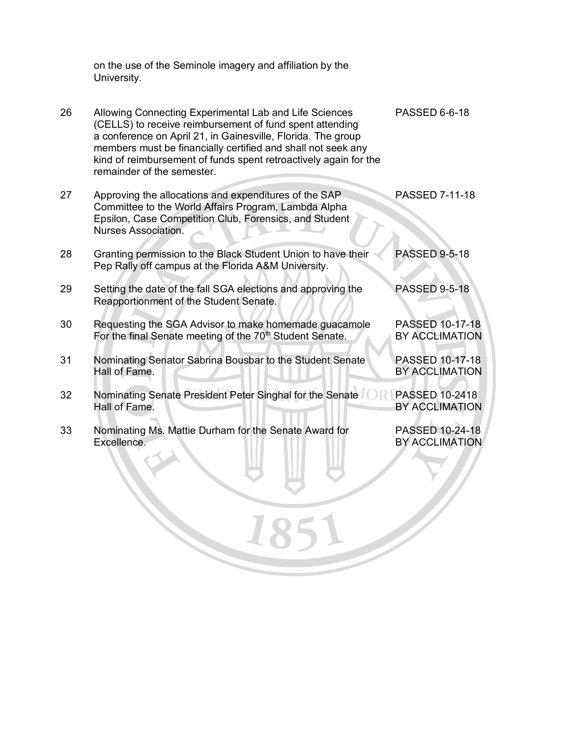on the use of the Seminole imagery and affiliation by the University.

| | | |
|---|---|---|
| 26 | Allowing Connecting Experimental Lab and Life Sciences (CELLS) to receive reimbursement of fund spent attending a conference on April 21, in Gainesville, Florida. The group members must be financially certified and shall not seek any kind of reimbursement of funds spent retroactively again for the remainder of the semester. | PASSED 6-6-18 |
| 27 | Approving the allocations and expenditures of the SAP Committee to the World Affairs Program, Lambda Alpha Epsilon, Case Competition Club, Forensics, and Student Nurses Association. | PASSED 7-11-18 |
| 28 | Granting permission to the Black Student Union to have their Pep Rally off campus at the Florida A&M University. | PASSED 9-5-18 |
| 29 | Setting the date of the fall SGA elections and approving the Reapportionment of the Student Senate. | PASSED 9-5-18 |
| 30 | Requesting the SGA Advisor to make homemade guacamole For the final Senate meeting of the 70th Student Senate. | PASSED 10-17-18 BY ACCLIMATION |
| 31 | Nominating Senator Sabrina Bousbar to the Student Senate Hall of Fame. | PASSED 10-17-18 BY ACCLIMATION |
| 32 | Nominating Senate President Peter Singhal for the Senate Hall of Fame. | PASSED 10-2418 BY ACCLIMATION |
| 33 | Nominating Ms. Mattie Durham for the Senate Award for Excellence. | PASSED 10-24-18 BY ACCLIMATION |